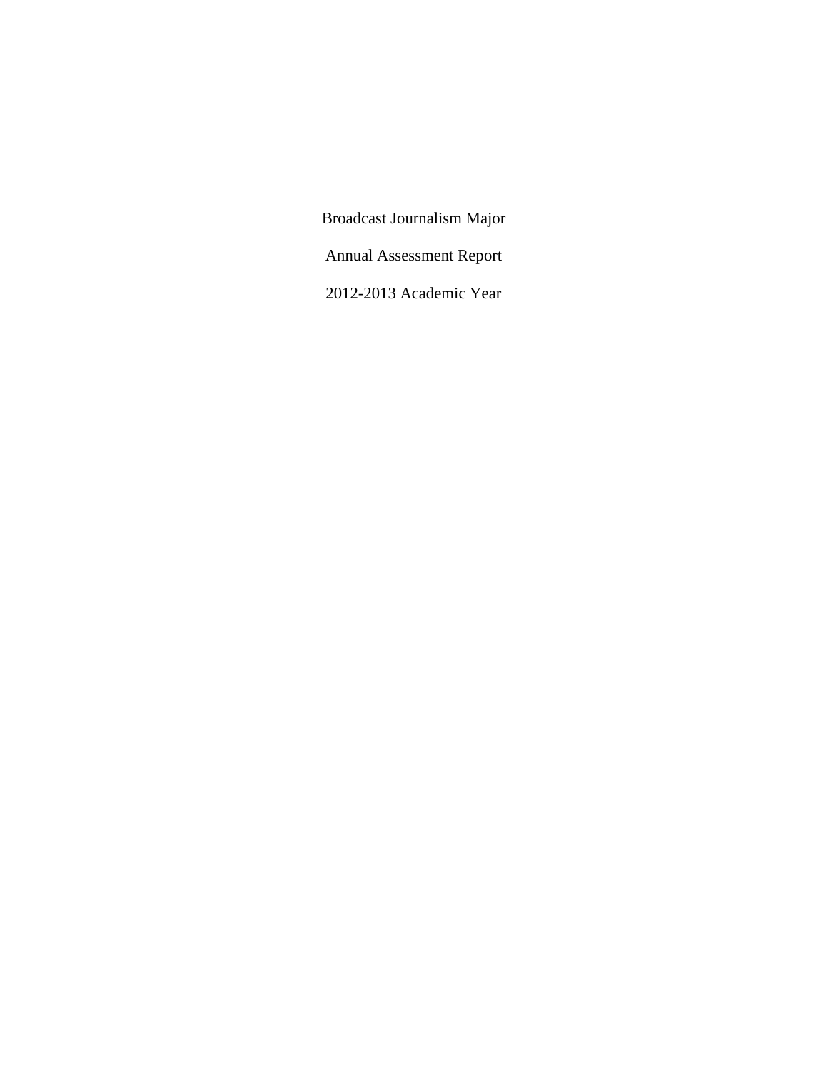# Broadcast Journalism Major

## Annual Assessment Report

## 2012-2013 Academic Year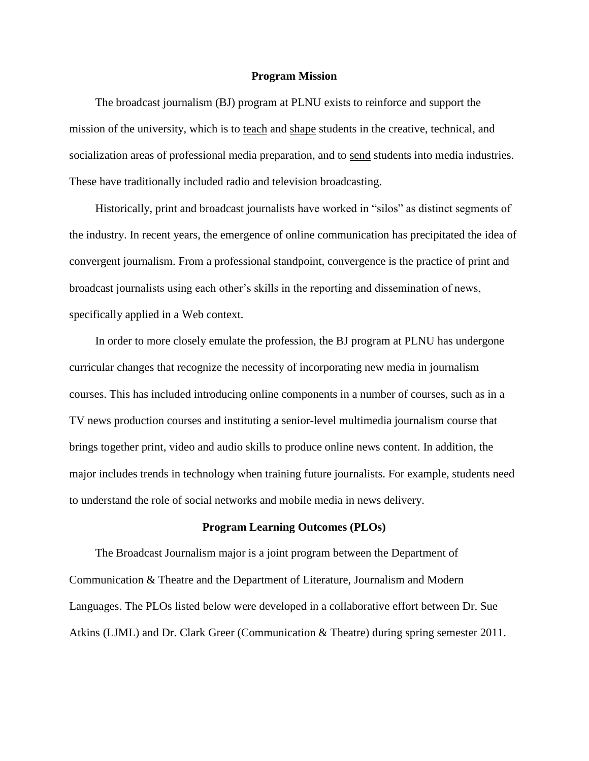## Program Mission

The broadcast journalism (BJ) program at PLNU exists to reinforce and support the mission of the university, which is to teach and shape students in the creative, technical, and socialization areas of professional media preparation, and to send students into media industries. These have traditionally included radio and television broadcasting.

Historically, print and broadcast journalists have worked in "silos" as distinct segments of the industry. In recent years, the emergence of online communication has precipitated the idea of convergent journalism. From a professional standpoint, convergence is the practice of print and broadcast journalists using each other's skills in the reporting and dissemination of news, specifically applied in a Web context.

In order to more closely emulate the profession, the BJ program at PLNU has undergone curricular changes that recognize the necessity of incorporating new media in journalism courses. This has included introducing online components in a number of courses, such as in a TV news production courses and instituting a senior-level multimedia journalism course that brings together print, video and audio skills to produce online news content. In addition, the major includes trends in technology when training future journalists. For example, students need to understand the role of social networks and mobile media in news delivery.

## Program Learning Outcomes (PLOs)

The Broadcast Journalism major is a joint program between the Department of Communication & Theatre and the Department of Literature, Journalism and Modern Languages. The PLOs listed below were developed in a collaborative effort between Dr. Sue Atkins (LJML) and Dr. Clark Greer (Communication & Theatre) during spring semester 2011.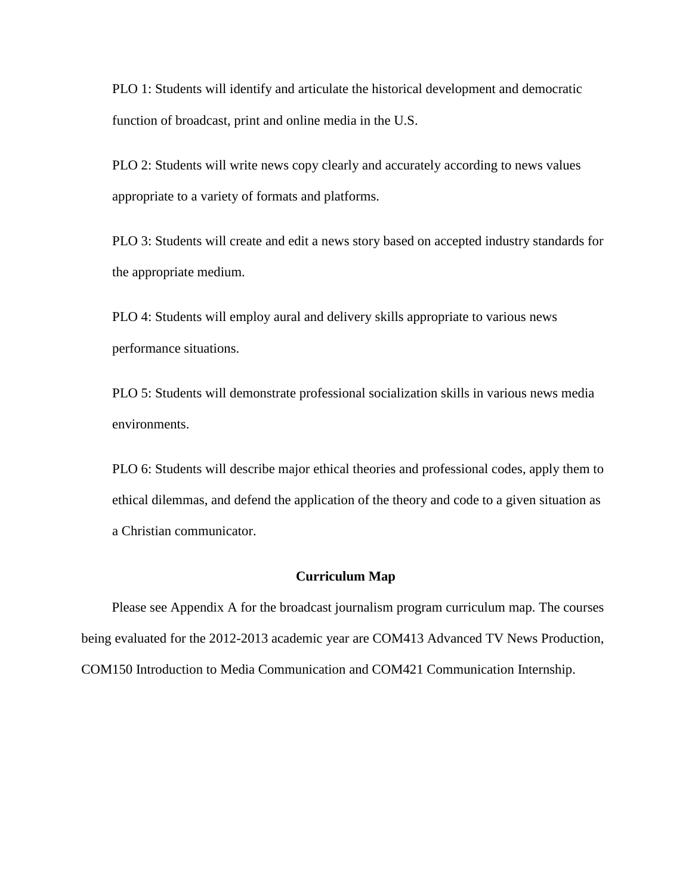PLO 1: Students will identify and articulate the historical development and democratic function of broadcast, print and online media in the U.S.

PLO 2: Students will write news copy clearly and accurately according to news values appropriate to a variety of formats and platforms.

PLO 3: Students will create and edit a news story based on accepted industry standards for the appropriate medium.

PLO 4: Students will employ aural and delivery skills appropriate to various news performance situations.

PLO 5: Students will demonstrate professional socialization skills in various news media environments.

PLO 6: Students will describe major ethical theories and professional codes, apply them to ethical dilemmas, and defend the application of the theory and code to a given situation as a Christian communicator.

## Curriculum Map

Please see Appendix A for the broadcast journalism program curriculum map. The courses being evaluated for the 2012-2013 academic year are COM413 Advanced TV News Production, COM150 Introduction to Media Communication and COM421 Communication Internship.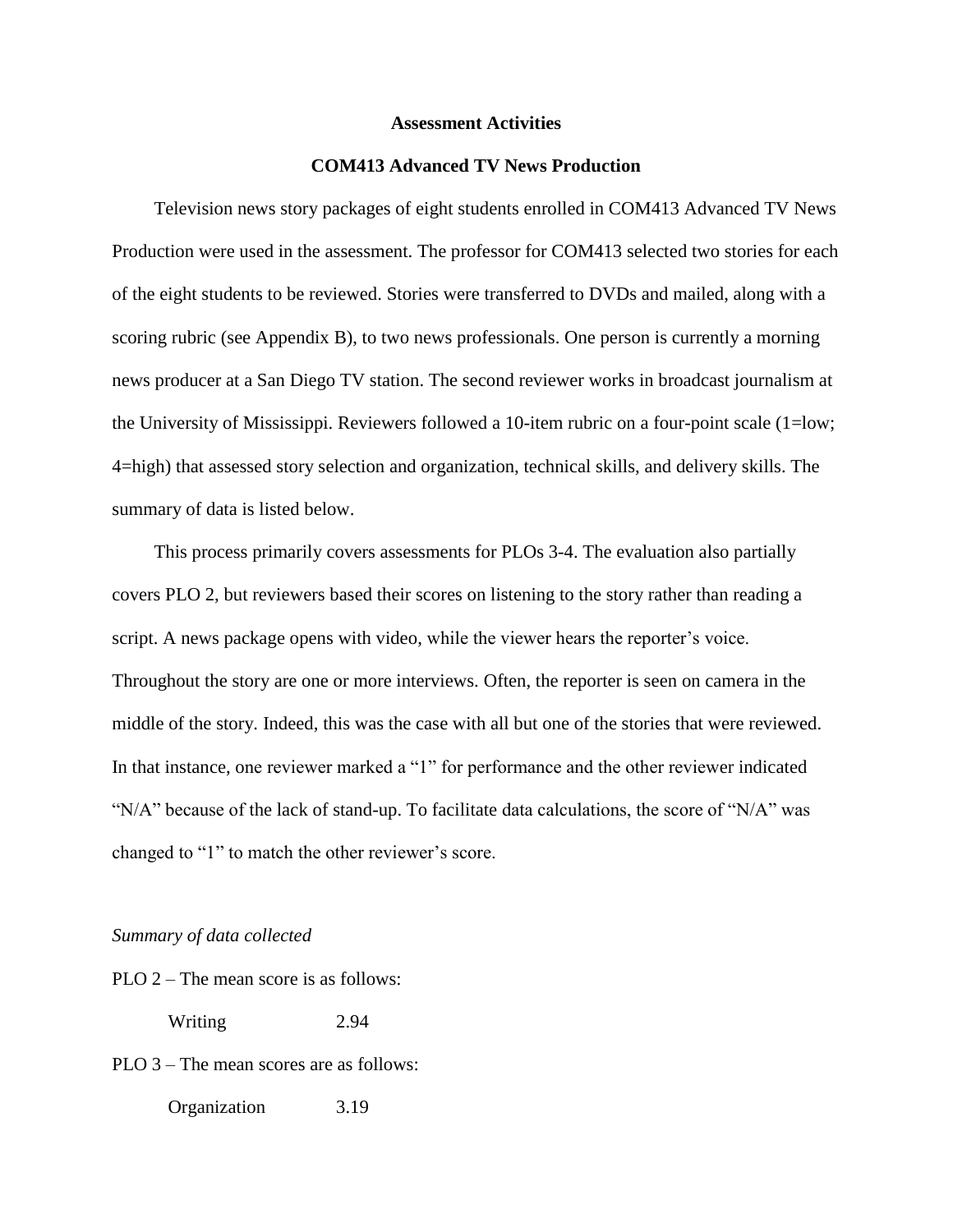## Assessment Activities

## COM413 Advanced TV News Production

Television news story packages of eight students enrolled in COM413 Advanced TV News Production were used in the assessment. The professor for COM413 selected two stories for each of the eight students to be reviewed. Stories were transferred to DVDs and mailed, along with a scoring rubric (see Appendix B), to two news professionals. One person is currently a morning news producer at a San Diego TV station. The second reviewer works in broadcast journalism at the University of Mississippi. Reviewers followed a 10-item rubric on a four-point scale (1=low; 4=high) that assessed story selection and organization, technical skills, and delivery skills. The summary of data is listed below.

This process primarily covers assessments for PLOs 3-4. The evaluation also partially covers PLO 2, but reviewers based their scores on listening to the story rather than reading a script. A news package opens with video, while the viewer hears the reporter's voice. Throughout the story are one or more interviews. Often, the reporter is seen on camera in the middle of the story. Indeed, this was the case with all but one of the stories that were reviewed. In that instance, one reviewer marked a "1" for performance and the other reviewer indicated "N/A" because of the lack of stand-up. To facilitate data calculations, the score of "N/A" was changed to "1" to match the other reviewer's score.

*Summary of data collected*

PLO 2 – The mean score is as follows:

Writing 2.94

PLO 3 – The mean scores are as follows:

Organization 3.19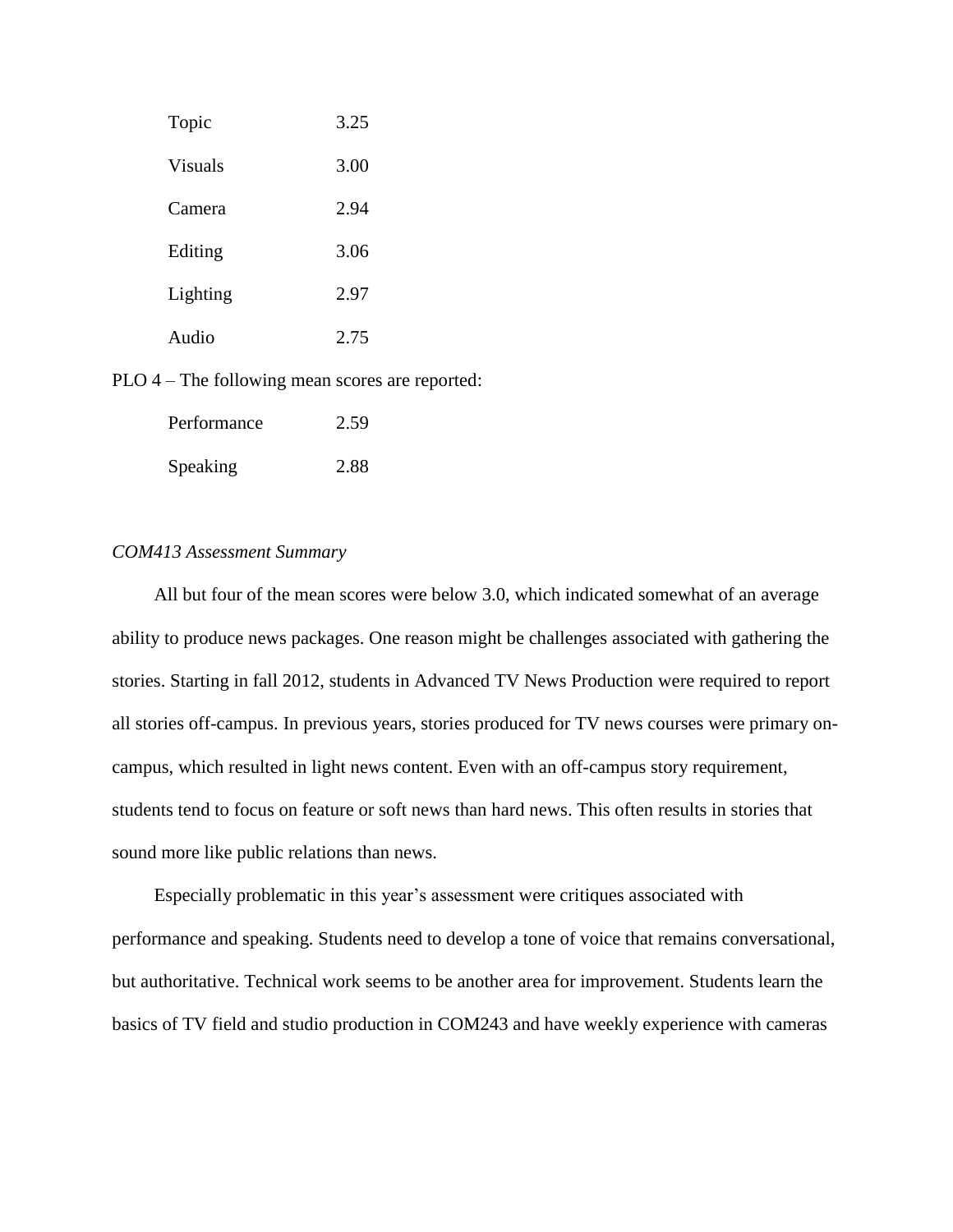| | |
|---|---|
| Topic | 3.25 |
| Visuals | 3.00 |
| Camera | 2.94 |
| Editing | 3.06 |
| Lighting | 2.97 |
| Audio | 2.75 |

PLO 4 – The following mean scores are reported:

| | |
|---|---|
| Performance | 2.59 |
| Speaking | 2.88 |

*COM413 Assessment Summary*

All but four of the mean scores were below 3.0, which indicated somewhat of an average ability to produce news packages. One reason might be challenges associated with gathering the stories. Starting in fall 2012, students in Advanced TV News Production were required to report all stories off-campus. In previous years, stories produced for TV news courses were primary on-campus, which resulted in light news content. Even with an off-campus story requirement, students tend to focus on feature or soft news than hard news. This often results in stories that sound more like public relations than news.

Especially problematic in this year's assessment were critiques associated with performance and speaking. Students need to develop a tone of voice that remains conversational, but authoritative. Technical work seems to be another area for improvement. Students learn the basics of TV field and studio production in COM243 and have weekly experience with cameras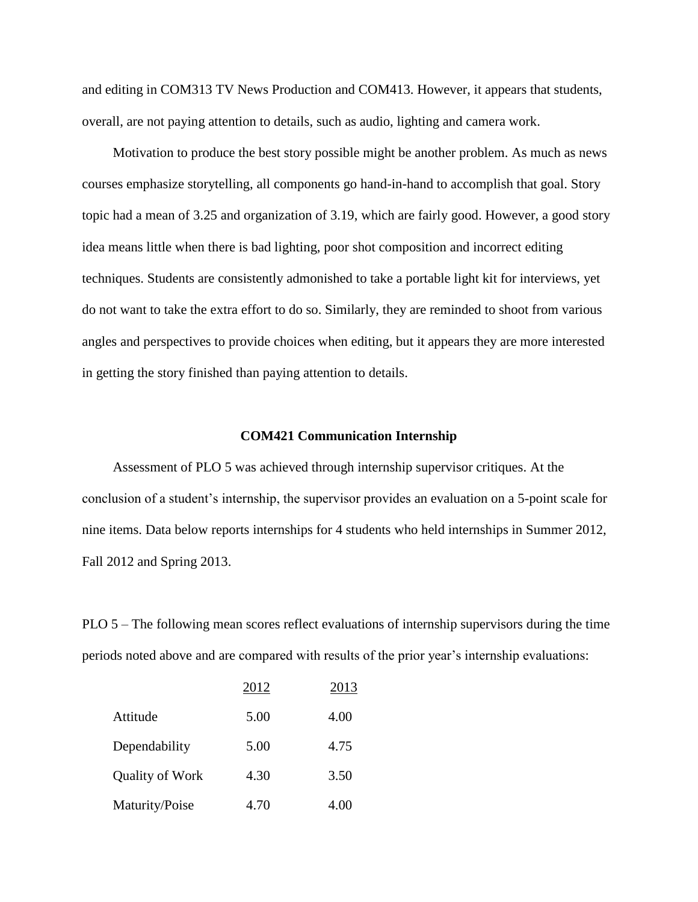and editing in COM313 TV News Production and COM413. However, it appears that students, overall, are not paying attention to details, such as audio, lighting and camera work.

Motivation to produce the best story possible might be another problem. As much as news courses emphasize storytelling, all components go hand-in-hand to accomplish that goal. Story topic had a mean of 3.25 and organization of 3.19, which are fairly good. However, a good story idea means little when there is bad lighting, poor shot composition and incorrect editing techniques. Students are consistently admonished to take a portable light kit for interviews, yet do not want to take the extra effort to do so. Similarly, they are reminded to shoot from various angles and perspectives to provide choices when editing, but it appears they are more interested in getting the story finished than paying attention to details.

**COM421 Communication Internship**

Assessment of PLO 5 was achieved through internship supervisor critiques. At the conclusion of a student's internship, the supervisor provides an evaluation on a 5-point scale for nine items. Data below reports internships for 4 students who held internships in Summer 2012, Fall 2012 and Spring 2013.

PLO 5 – The following mean scores reflect evaluations of internship supervisors during the time periods noted above and are compared with results of the prior year's internship evaluations:

| | 2012 | 2013 |
|---|---|---|
| Attitude | 5.00 | 4.00 |
| Dependability | 5.00 | 4.75 |
| Quality of Work | 4.30 | 3.50 |
| Maturity/Poise | 4.70 | 4.00 |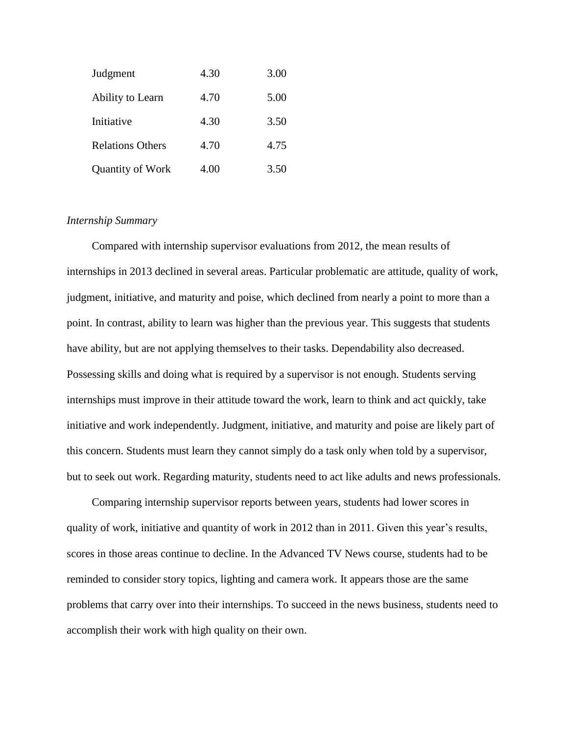| | | |
|---|---|---|
| Judgment | 4.30 | 3.00 |
| Ability to Learn | 4.70 | 5.00 |
| Initiative | 4.30 | 3.50 |
| Relations Others | 4.70 | 4.75 |
| Quantity of Work | 4.00 | 3.50 |

*Internship Summary*

Compared with internship supervisor evaluations from 2012, the mean results of internships in 2013 declined in several areas. Particular problematic are attitude, quality of work, judgment, initiative, and maturity and poise, which declined from nearly a point to more than a point. In contrast, ability to learn was higher than the previous year. This suggests that students have ability, but are not applying themselves to their tasks. Dependability also decreased. Possessing skills and doing what is required by a supervisor is not enough. Students serving internships must improve in their attitude toward the work, learn to think and act quickly, take initiative and work independently. Judgment, initiative, and maturity and poise are likely part of this concern. Students must learn they cannot simply do a task only when told by a supervisor, but to seek out work. Regarding maturity, students need to act like adults and news professionals.

Comparing internship supervisor reports between years, students had lower scores in quality of work, initiative and quantity of work in 2012 than in 2011. Given this year's results, scores in those areas continue to decline. In the Advanced TV News course, students had to be reminded to consider story topics, lighting and camera work. It appears those are the same problems that carry over into their internships. To succeed in the news business, students need to accomplish their work with high quality on their own.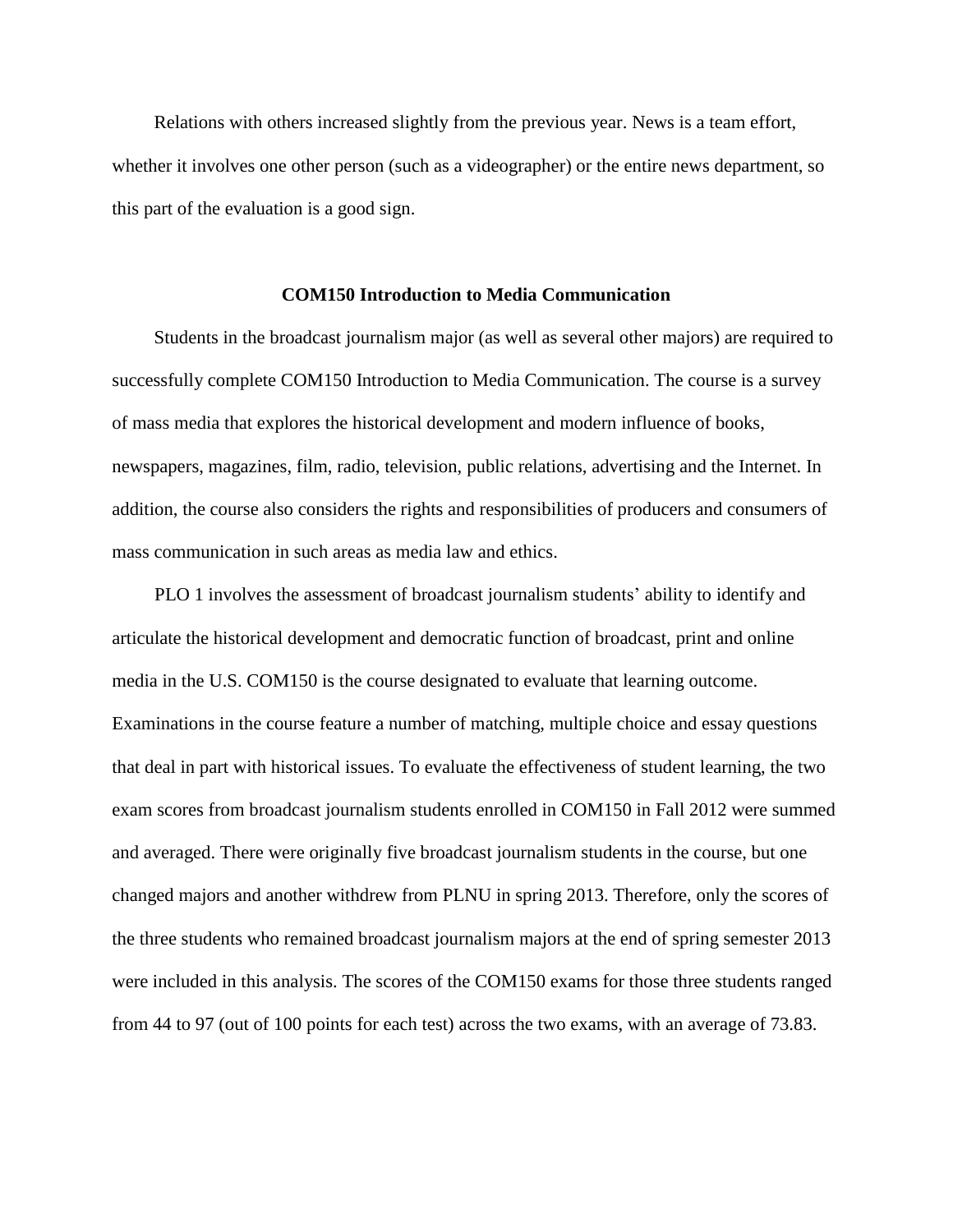Relations with others increased slightly from the previous year. News is a team effort, whether it involves one other person (such as a videographer) or the entire news department, so this part of the evaluation is a good sign.

### COM150 Introduction to Media Communication

Students in the broadcast journalism major (as well as several other majors) are required to successfully complete COM150 Introduction to Media Communication. The course is a survey of mass media that explores the historical development and modern influence of books, newspapers, magazines, film, radio, television, public relations, advertising and the Internet. In addition, the course also considers the rights and responsibilities of producers and consumers of mass communication in such areas as media law and ethics.

PLO 1 involves the assessment of broadcast journalism students' ability to identify and articulate the historical development and democratic function of broadcast, print and online media in the U.S. COM150 is the course designated to evaluate that learning outcome. Examinations in the course feature a number of matching, multiple choice and essay questions that deal in part with historical issues. To evaluate the effectiveness of student learning, the two exam scores from broadcast journalism students enrolled in COM150 in Fall 2012 were summed and averaged. There were originally five broadcast journalism students in the course, but one changed majors and another withdrew from PLNU in spring 2013. Therefore, only the scores of the three students who remained broadcast journalism majors at the end of spring semester 2013 were included in this analysis. The scores of the COM150 exams for those three students ranged from 44 to 97 (out of 100 points for each test) across the two exams, with an average of 73.83.